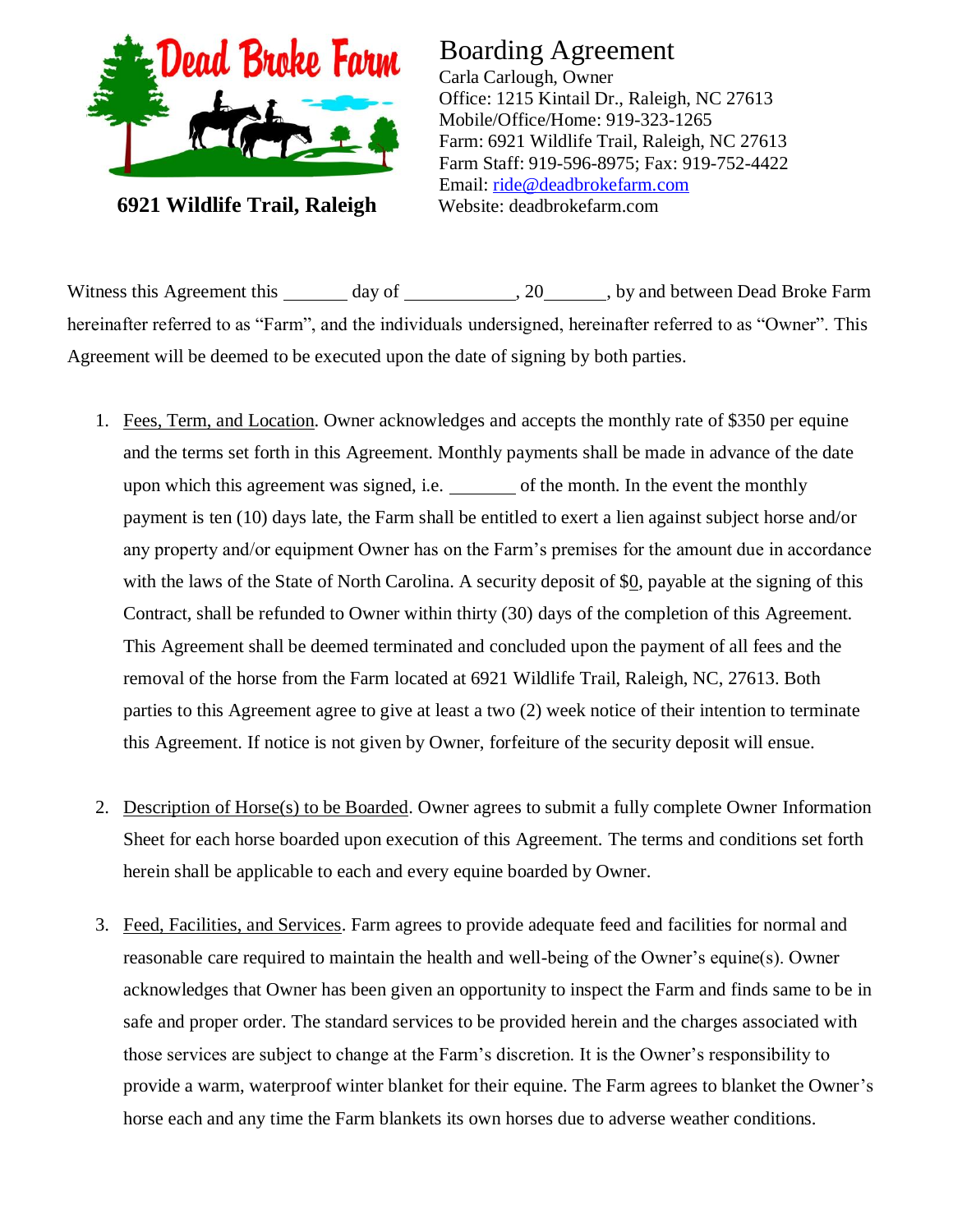**Dead Broke Farm**

**6921 Wildlife Trail, Raleigh**

# Boarding Agreement

Carla Carlough, Owner
Office: 1215 Kintail Dr., Raleigh, NC 27613
Mobile/Office/Home: 919-323-1265
Farm: 6921 Wildlife Trail, Raleigh, NC 27613
Farm Staff: 919-596-8975; Fax: 919-752-4422
Email: ride@deadbrokefarm.com
Website: deadbrokefarm.com

Witness this Agreement this _______ day of ____________, 20______, by and between Dead Broke Farm hereinafter referred to as "Farm", and the individuals undersigned, hereinafter referred to as "Owner". This Agreement will be deemed to be executed upon the date of signing by both parties.

1. Fees, Term, and Location. Owner acknowledges and accepts the monthly rate of $350 per equine and the terms set forth in this Agreement. Monthly payments shall be made in advance of the date upon which this agreement was signed, i.e. _______ of the month. In the event the monthly payment is ten (10) days late, the Farm shall be entitled to exert a lien against subject horse and/or any property and/or equipment Owner has on the Farm's premises for the amount due in accordance with the laws of the State of North Carolina. A security deposit of $0, payable at the signing of this Contract, shall be refunded to Owner within thirty (30) days of the completion of this Agreement. This Agreement shall be deemed terminated and concluded upon the payment of all fees and the removal of the horse from the Farm located at 6921 Wildlife Trail, Raleigh, NC, 27613. Both parties to this Agreement agree to give at least a two (2) week notice of their intention to terminate this Agreement. If notice is not given by Owner, forfeiture of the security deposit will ensue.

2. Description of Horse(s) to be Boarded. Owner agrees to submit a fully complete Owner Information Sheet for each horse boarded upon execution of this Agreement. The terms and conditions set forth herein shall be applicable to each and every equine boarded by Owner.

3. Feed, Facilities, and Services. Farm agrees to provide adequate feed and facilities for normal and reasonable care required to maintain the health and well-being of the Owner's equine(s). Owner acknowledges that Owner has been given an opportunity to inspect the Farm and finds same to be in safe and proper order. The standard services to be provided herein and the charges associated with those services are subject to change at the Farm's discretion. It is the Owner's responsibility to provide a warm, waterproof winter blanket for their equine. The Farm agrees to blanket the Owner's horse each and any time the Farm blankets its own horses due to adverse weather conditions.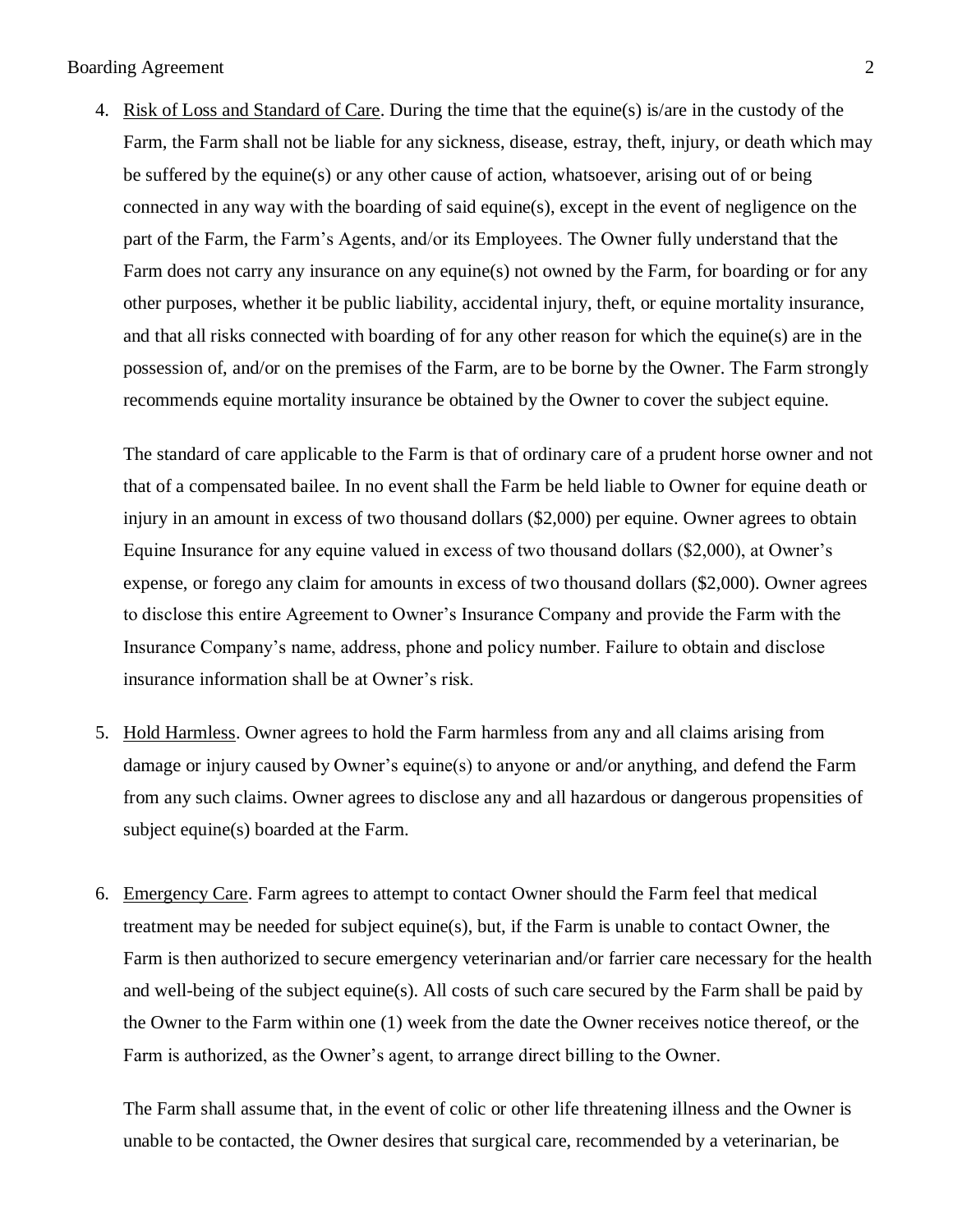4. <u>Risk of Loss and Standard of Care</u>. During the time that the equine(s) is/are in the custody of the Farm, the Farm shall not be liable for any sickness, disease, estray, theft, injury, or death which may be suffered by the equine(s) or any other cause of action, whatsoever, arising out of or being connected in any way with the boarding of said equine(s), except in the event of negligence on the part of the Farm, the Farm's Agents, and/or its Employees. The Owner fully understand that the Farm does not carry any insurance on any equine(s) not owned by the Farm, for boarding or for any other purposes, whether it be public liability, accidental injury, theft, or equine mortality insurance, and that all risks connected with boarding of for any other reason for which the equine(s) are in the possession of, and/or on the premises of the Farm, are to be borne by the Owner. The Farm strongly recommends equine mortality insurance be obtained by the Owner to cover the subject equine.

   The standard of care applicable to the Farm is that of ordinary care of a prudent horse owner and not that of a compensated bailee. In no event shall the Farm be held liable to Owner for equine death or injury in an amount in excess of two thousand dollars ($2,000) per equine. Owner agrees to obtain Equine Insurance for any equine valued in excess of two thousand dollars ($2,000), at Owner's expense, or forego any claim for amounts in excess of two thousand dollars ($2,000). Owner agrees to disclose this entire Agreement to Owner's Insurance Company and provide the Farm with the Insurance Company's name, address, phone and policy number. Failure to obtain and disclose insurance information shall be at Owner's risk.

5. <u>Hold Harmless</u>. Owner agrees to hold the Farm harmless from any and all claims arising from damage or injury caused by Owner's equine(s) to anyone or and/or anything, and defend the Farm from any such claims. Owner agrees to disclose any and all hazardous or dangerous propensities of subject equine(s) boarded at the Farm.

6. <u>Emergency Care</u>. Farm agrees to attempt to contact Owner should the Farm feel that medical treatment may be needed for subject equine(s), but, if the Farm is unable to contact Owner, the Farm is then authorized to secure emergency veterinarian and/or farrier care necessary for the health and well-being of the subject equine(s). All costs of such care secured by the Farm shall be paid by the Owner to the Farm within one (1) week from the date the Owner receives notice thereof, or the Farm is authorized, as the Owner's agent, to arrange direct billing to the Owner.

   The Farm shall assume that, in the event of colic or other life threatening illness and the Owner is unable to be contacted, the Owner desires that surgical care, recommended by a veterinarian, be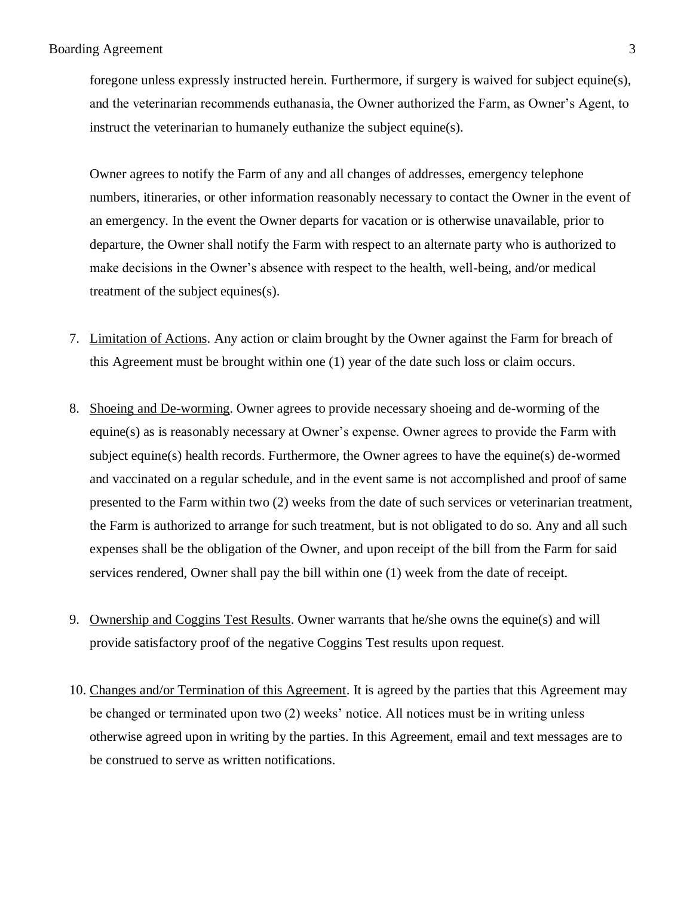foregone unless expressly instructed herein. Furthermore, if surgery is waived for subject equine(s), and the veterinarian recommends euthanasia, the Owner authorized the Farm, as Owner's Agent, to instruct the veterinarian to humanely euthanize the subject equine(s).

Owner agrees to notify the Farm of any and all changes of addresses, emergency telephone numbers, itineraries, or other information reasonably necessary to contact the Owner in the event of an emergency. In the event the Owner departs for vacation or is otherwise unavailable, prior to departure, the Owner shall notify the Farm with respect to an alternate party who is authorized to make decisions in the Owner's absence with respect to the health, well-being, and/or medical treatment of the subject equines(s).

7. <u>Limitation of Actions</u>. Any action or claim brought by the Owner against the Farm for breach of this Agreement must be brought within one (1) year of the date such loss or claim occurs.

8. <u>Shoeing and De-worming</u>. Owner agrees to provide necessary shoeing and de-worming of the equine(s) as is reasonably necessary at Owner's expense. Owner agrees to provide the Farm with subject equine(s) health records. Furthermore, the Owner agrees to have the equine(s) de-wormed and vaccinated on a regular schedule, and in the event same is not accomplished and proof of same presented to the Farm within two (2) weeks from the date of such services or veterinarian treatment, the Farm is authorized to arrange for such treatment, but is not obligated to do so. Any and all such expenses shall be the obligation of the Owner, and upon receipt of the bill from the Farm for said services rendered, Owner shall pay the bill within one (1) week from the date of receipt.

9. <u>Ownership and Coggins Test Results</u>. Owner warrants that he/she owns the equine(s) and will provide satisfactory proof of the negative Coggins Test results upon request.

10. <u>Changes and/or Termination of this Agreement</u>. It is agreed by the parties that this Agreement may be changed or terminated upon two (2) weeks' notice. All notices must be in writing unless otherwise agreed upon in writing by the parties. In this Agreement, email and text messages are to be construed to serve as written notifications.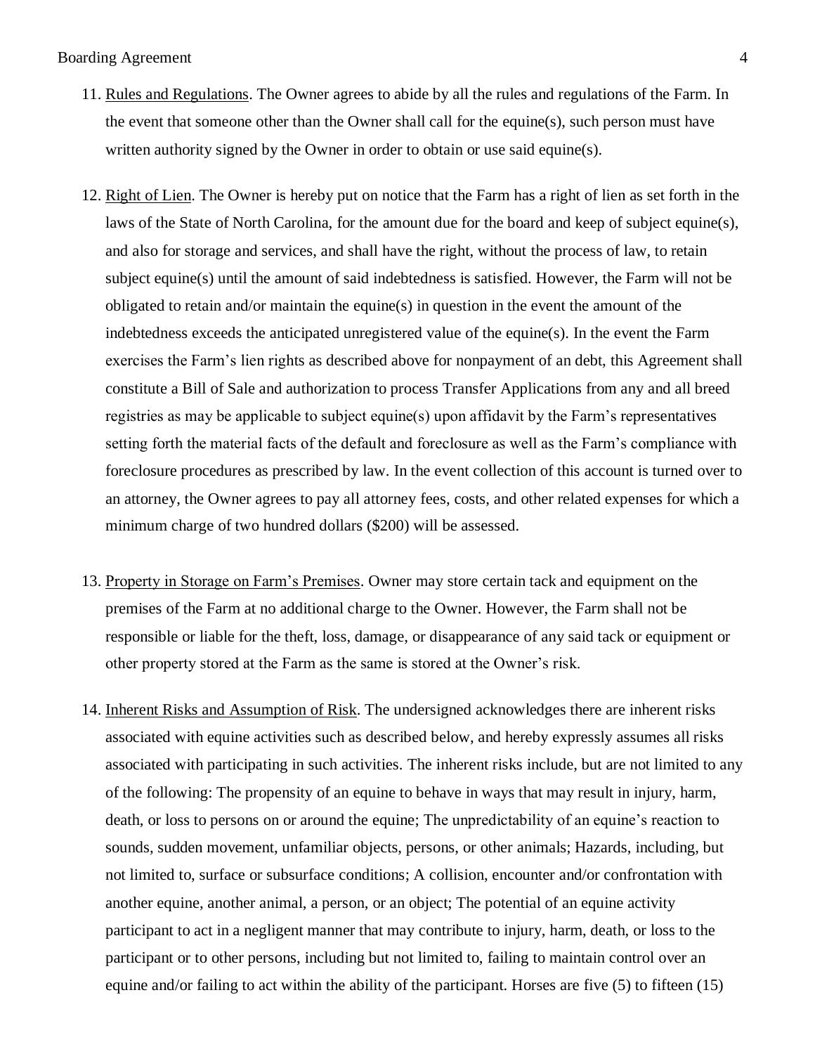11. Rules and Regulations. The Owner agrees to abide by all the rules and regulations of the Farm. In the event that someone other than the Owner shall call for the equine(s), such person must have written authority signed by the Owner in order to obtain or use said equine(s).

12. Right of Lien. The Owner is hereby put on notice that the Farm has a right of lien as set forth in the laws of the State of North Carolina, for the amount due for the board and keep of subject equine(s), and also for storage and services, and shall have the right, without the process of law, to retain subject equine(s) until the amount of said indebtedness is satisfied. However, the Farm will not be obligated to retain and/or maintain the equine(s) in question in the event the amount of the indebtedness exceeds the anticipated unregistered value of the equine(s). In the event the Farm exercises the Farm's lien rights as described above for nonpayment of an debt, this Agreement shall constitute a Bill of Sale and authorization to process Transfer Applications from any and all breed registries as may be applicable to subject equine(s) upon affidavit by the Farm's representatives setting forth the material facts of the default and foreclosure as well as the Farm's compliance with foreclosure procedures as prescribed by law. In the event collection of this account is turned over to an attorney, the Owner agrees to pay all attorney fees, costs, and other related expenses for which a minimum charge of two hundred dollars ($200) will be assessed.

13. Property in Storage on Farm's Premises. Owner may store certain tack and equipment on the premises of the Farm at no additional charge to the Owner. However, the Farm shall not be responsible or liable for the theft, loss, damage, or disappearance of any said tack or equipment or other property stored at the Farm as the same is stored at the Owner's risk.

14. Inherent Risks and Assumption of Risk. The undersigned acknowledges there are inherent risks associated with equine activities such as described below, and hereby expressly assumes all risks associated with participating in such activities. The inherent risks include, but are not limited to any of the following: The propensity of an equine to behave in ways that may result in injury, harm, death, or loss to persons on or around the equine; The unpredictability of an equine's reaction to sounds, sudden movement, unfamiliar objects, persons, or other animals; Hazards, including, but not limited to, surface or subsurface conditions; A collision, encounter and/or confrontation with another equine, another animal, a person, or an object; The potential of an equine activity participant to act in a negligent manner that may contribute to injury, harm, death, or loss to the participant or to other persons, including but not limited to, failing to maintain control over an equine and/or failing to act within the ability of the participant. Horses are five (5) to fifteen (15)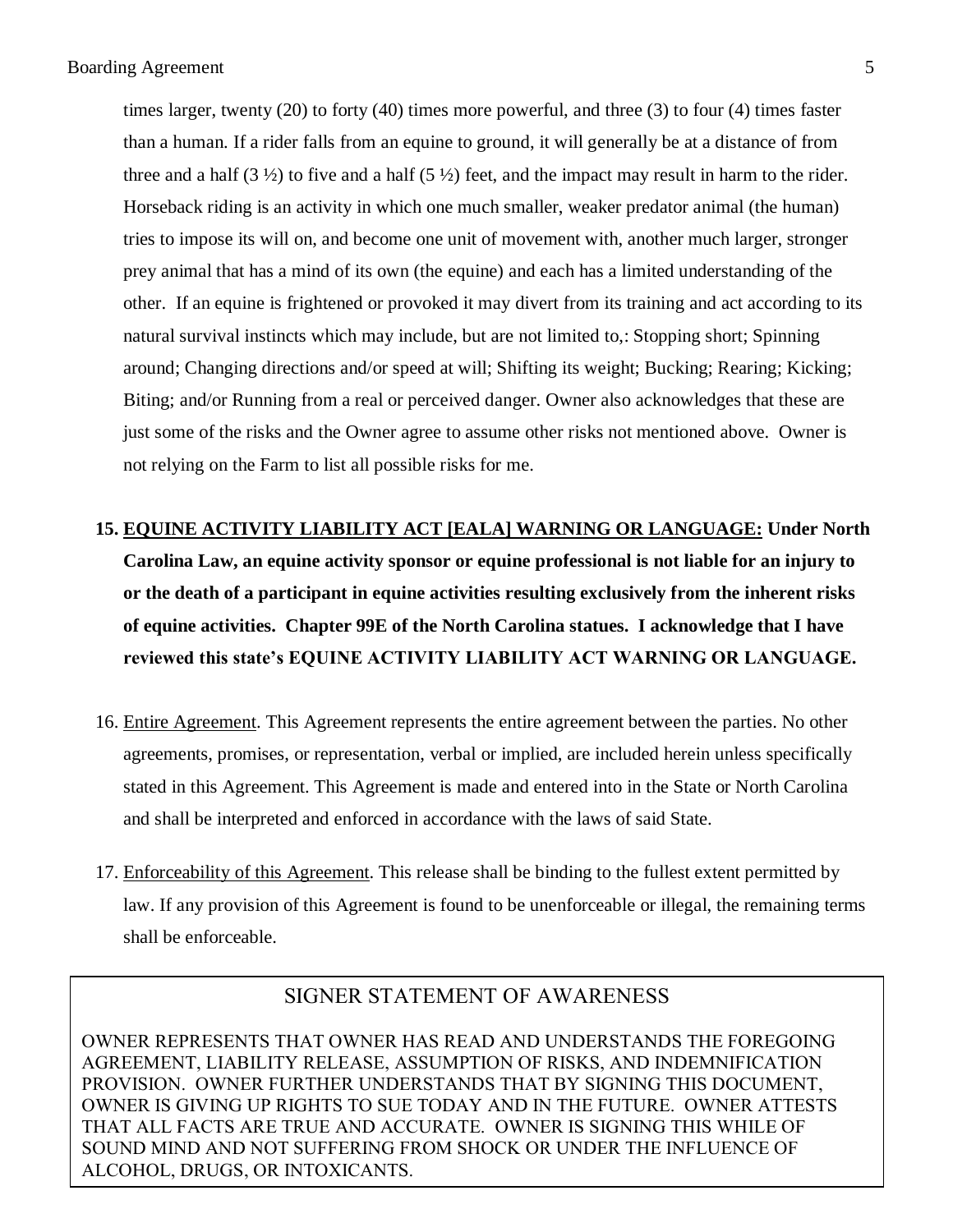times larger, twenty (20) to forty (40) times more powerful, and three (3) to four (4) times faster than a human. If a rider falls from an equine to ground, it will generally be at a distance of from three and a half (3 ½) to five and a half (5 ½) feet, and the impact may result in harm to the rider. Horseback riding is an activity in which one much smaller, weaker predator animal (the human) tries to impose its will on, and become one unit of movement with, another much larger, stronger prey animal that has a mind of its own (the equine) and each has a limited understanding of the other. If an equine is frightened or provoked it may divert from its training and act according to its natural survival instincts which may include, but are not limited to,: Stopping short; Spinning around; Changing directions and/or speed at will; Shifting its weight; Bucking; Rearing; Kicking; Biting; and/or Running from a real or perceived danger. Owner also acknowledges that these are just some of the risks and the Owner agree to assume other risks not mentioned above. Owner is not relying on the Farm to list all possible risks for me.

15. **EQUINE ACTIVITY LIABILITY ACT [EALA] WARNING OR LANGUAGE: Under North Carolina Law, an equine activity sponsor or equine professional is not liable for an injury to or the death of a participant in equine activities resulting exclusively from the inherent risks of equine activities. Chapter 99E of the North Carolina statues. I acknowledge that I have reviewed this state's EQUINE ACTIVITY LIABILITY ACT WARNING OR LANGUAGE.**

16. Entire Agreement. This Agreement represents the entire agreement between the parties. No other agreements, promises, or representation, verbal or implied, are included herein unless specifically stated in this Agreement. This Agreement is made and entered into in the State or North Carolina and shall be interpreted and enforced in accordance with the laws of said State.

17. Enforceability of this Agreement. This release shall be binding to the fullest extent permitted by law. If any provision of this Agreement is found to be unenforceable or illegal, the remaining terms shall be enforceable.

## SIGNER STATEMENT OF AWARENESS

OWNER REPRESENTS THAT OWNER HAS READ AND UNDERSTANDS THE FOREGOING AGREEMENT, LIABILITY RELEASE, ASSUMPTION OF RISKS, AND INDEMNIFICATION PROVISION. OWNER FURTHER UNDERSTANDS THAT BY SIGNING THIS DOCUMENT, OWNER IS GIVING UP RIGHTS TO SUE TODAY AND IN THE FUTURE. OWNER ATTESTS THAT ALL FACTS ARE TRUE AND ACCURATE. OWNER IS SIGNING THIS WHILE OF SOUND MIND AND NOT SUFFERING FROM SHOCK OR UNDER THE INFLUENCE OF ALCOHOL, DRUGS, OR INTOXICANTS.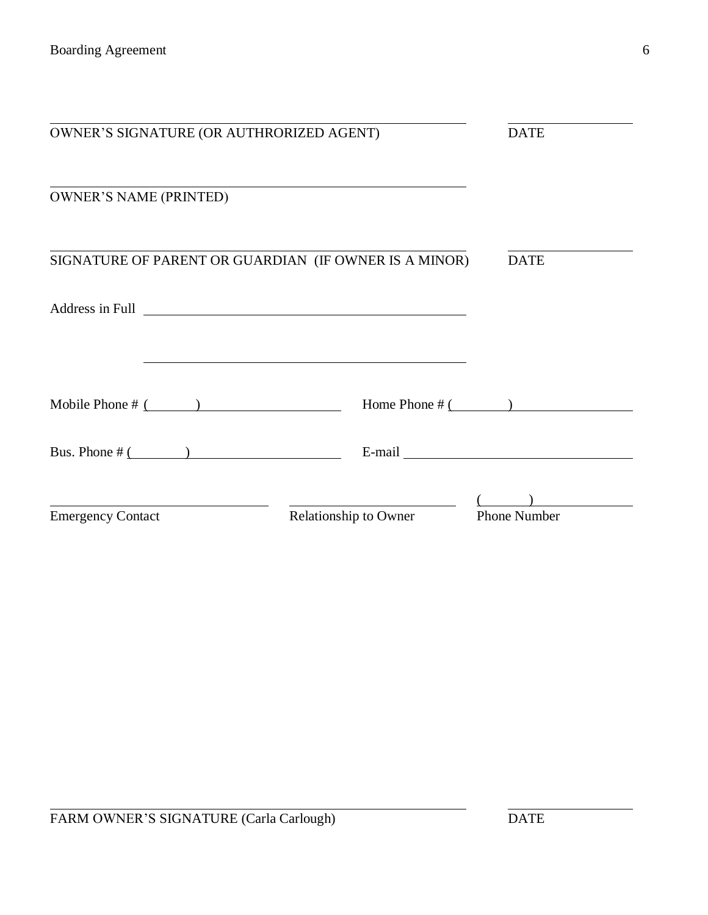\_\_\_\_\_\_\_\_\_\_\_\_\_\_\_\_\_\_\_\_\_\_\_\_\_\_\_\_\_\_\_\_\_\_\_\_\_\_\_\_\_\_\_\_\_\_ \_\_\_\_\_\_\_\_\_\_\_\_\_\_\_\_

OWNER'S SIGNATURE (OR AUTHRORIZED AGENT) DATE

\_\_\_\_\_\_\_\_\_\_\_\_\_\_\_\_\_\_\_\_\_\_\_\_\_\_\_\_\_\_\_\_\_\_\_\_\_\_\_\_\_\_\_\_\_\_

OWNER'S NAME (PRINTED)

\_\_\_\_\_\_\_\_\_\_\_\_\_\_\_\_\_\_\_\_\_\_\_\_\_\_\_\_\_\_\_\_\_\_\_\_\_\_\_\_\_\_\_\_\_\_ \_\_\_\_\_\_\_\_\_\_\_\_\_\_\_\_

SIGNATURE OF PARENT OR GUARDIAN (IF OWNER IS A MINOR) DATE

Address in Full \_\_\_\_\_\_\_\_\_\_\_\_\_\_\_\_\_\_\_\_\_\_\_\_\_\_\_\_\_\_\_\_\_\_\_\_\_\_\_\_

\_\_\_\_\_\_\_\_\_\_\_\_\_\_\_\_\_\_\_\_\_\_\_\_\_\_\_\_\_\_\_\_\_\_\_\_\_\_\_\_

Mobile Phone # (\_\_\_\_\_\_\_) \_\_\_\_\_\_\_\_\_\_\_\_\_\_\_\_\_\_ Home Phone # (\_\_\_\_\_\_\_) \_\_\_\_\_\_\_\_\_\_\_\_\_\_\_\_\_\_

Bus. Phone # (\_\_\_\_\_\_\_) \_\_\_\_\_\_\_\_\_\_\_\_\_\_\_\_\_\_ E-mail \_\_\_\_\_\_\_\_\_\_\_\_\_\_\_\_\_\_\_\_\_\_\_\_\_\_\_\_

\_\_\_\_\_\_\_\_\_\_\_\_\_\_\_\_\_\_\_\_\_\_\_\_ \_\_\_\_\_\_\_\_\_\_\_\_\_\_\_\_\_\_\_\_\_\_ (\_\_\_\_\_\_\_) \_\_\_\_\_\_\_\_\_\_\_\_\_\_

Emergency Contact Relationship to Owner Phone Number

\_\_\_\_\_\_\_\_\_\_\_\_\_\_\_\_\_\_\_\_\_\_\_\_\_\_\_\_\_\_\_\_\_\_\_\_\_\_\_\_\_\_\_\_\_\_ \_\_\_\_\_\_\_\_\_\_\_\_\_\_\_\_

FARM OWNER'S SIGNATURE (Carla Carlough) DATE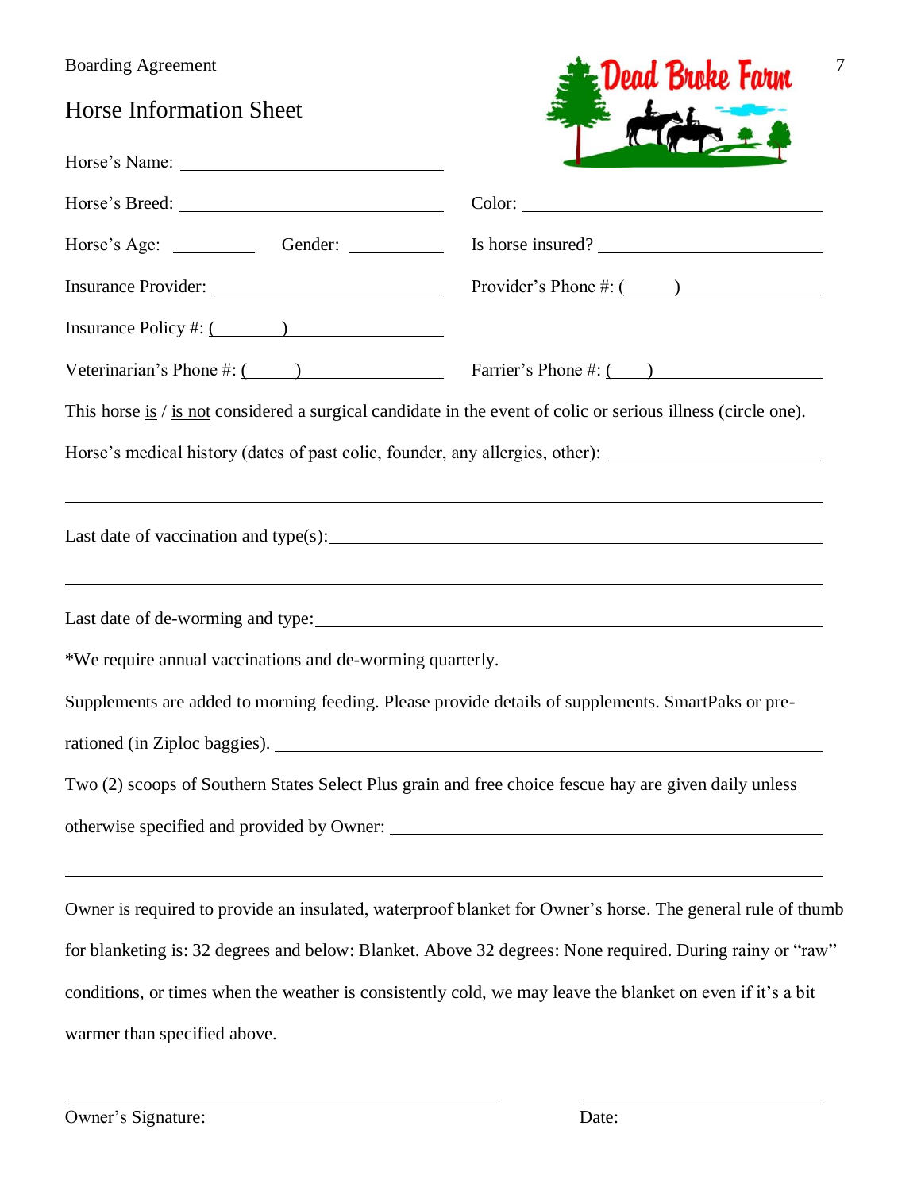Boarding Agreement

## Horse Information Sheet

Horse's Name: ______________________________

Horse's Breed: ______________________________ Color: ______________________________

Horse's Age: __________ Gender: __________ Is horse insured? ______________________________

Insurance Provider: ______________________________ Provider's Phone #: (_____) ______________

Insurance Policy #: (________) ______________

Veterinarian's Phone #: (_____) ______________ Farrier's Phone #: (____) ______________

This horse is / is not considered a surgical candidate in the event of colic or serious illness (circle one).

Horse's medical history (dates of past colic, founder, any allergies, other): ______________________________

______________________________________________________________________________

Last date of vaccination and type(s): ______________________________________________

______________________________________________________________________________

Last date of de-worming and type: ______________________________________________

*We require annual vaccinations and de-worming quarterly.

Supplements are added to morning feeding. Please provide details of supplements. SmartPaks or pre-rationed (in Ziploc baggies). ______________________________________________

Two (2) scoops of Southern States Select Plus grain and free choice fescue hay are given daily unless otherwise specified and provided by Owner: ______________________________________________

______________________________________________________________________________

Owner is required to provide an insulated, waterproof blanket for Owner's horse. The general rule of thumb for blanketing is: 32 degrees and below: Blanket. Above 32 degrees: None required. During rainy or "raw" conditions, or times when the weather is consistently cold, we may leave the blanket on even if it's a bit warmer than specified above.

______________________________________ ______________________

Owner's Signature: Date: